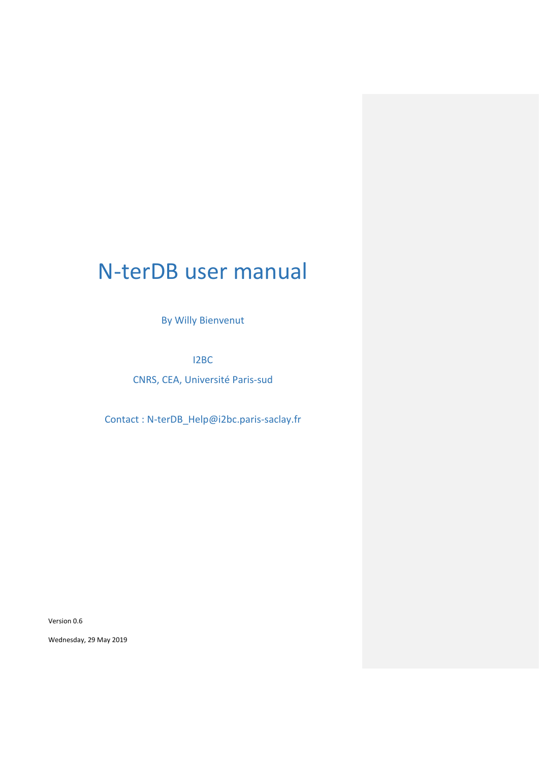# N-terDB user manual

By Willy Bienvenut

I2BC

CNRS, CEA, Université Paris-sud

Contact : N-terDB_Help@i2bc.paris-saclay.fr

Version 0.6

Wednesday, 29 May 2019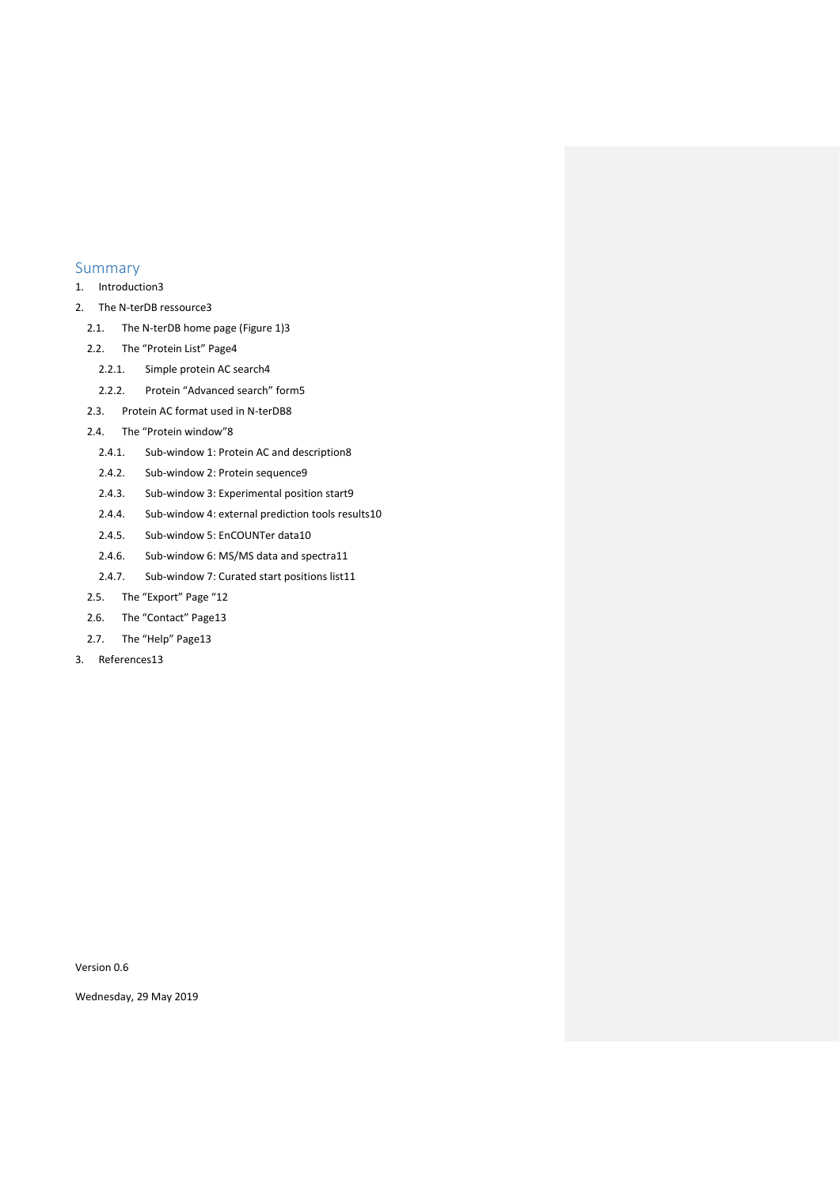# Summary

1. Introduction3
2. The N-terDB ressource3
   - 2.1. The N-terDB home page (Figure 1)3
   - 2.2. The "Protein List" Page4
     - 2.2.1. Simple protein AC search4
     - 2.2.2. Protein "Advanced search" form5
   - 2.3. Protein AC format used in N-terDB8
   - 2.4. The "Protein window"8
     - 2.4.1. Sub-window 1: Protein AC and description8
     - 2.4.2. Sub-window 2: Protein sequence9
     - 2.4.3. Sub-window 3: Experimental position start9
     - 2.4.4. Sub-window 4: external prediction tools results10
     - 2.4.5. Sub-window 5: EnCOUNTer data10
     - 2.4.6. Sub-window 6: MS/MS data and spectra11
     - 2.4.7. Sub-window 7: Curated start positions list11
   - 2.5. The "Export" Page "12
   - 2.6. The "Contact" Page13
   - 2.7. The "Help" Page13
3. References13

Version 0.6

Wednesday, 29 May 2019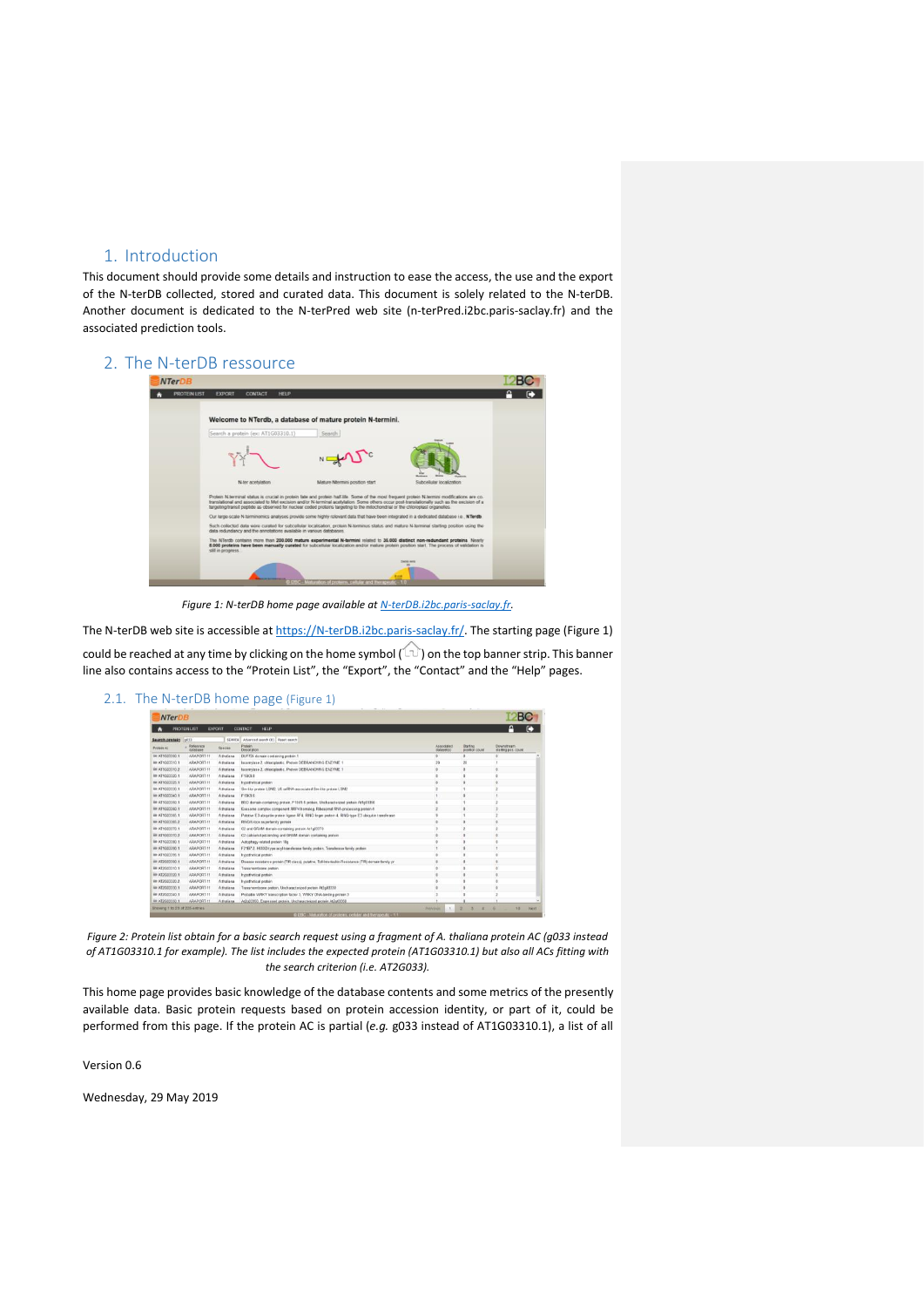## 1. Introduction

This document should provide some details and instruction to ease the access, the use and the export of the N-terDB collected, stored and curated data. This document is solely related to the N-terDB. Another document is dedicated to the N-terPred web site (n-terPred.i2bc.paris-saclay.fr) and the associated prediction tools.

## 2. The N-terDB ressource

*Figure 1: N-terDB home page available at [N-terDB.i2bc.paris-saclay.fr](N-terDB.i2bc.paris-saclay.fr).*

The N-terDB web site is accessible at [https://N-terDB.i2bc.paris-saclay.fr/](https://N-terDB.i2bc.paris-saclay.fr/). The starting page (Figure 1) could be reached at any time by clicking on the home symbol ( ) on the top banner strip. This banner line also contains access to the "Protein List", the "Export", the "Contact" and the "Help" pages.

### 2.1. The N-terDB home page (Figure 1)

*Figure 2: Protein list obtain for a basic search request using a fragment of A. thaliana protein AC (g033 instead of AT1G03310.1 for example). The list includes the expected protein (AT1G03310.1) but also all ACs fitting with the search criterion (i.e. AT2G033).*

This home page provides basic knowledge of the database contents and some metrics of the presently available data. Basic protein requests based on protein accession identity, or part of it, could be performed from this page. If the protein AC is partial (*e.g.* g033 instead of AT1G03310.1), a list of all

Version 0.6

Wednesday, 29 May 2019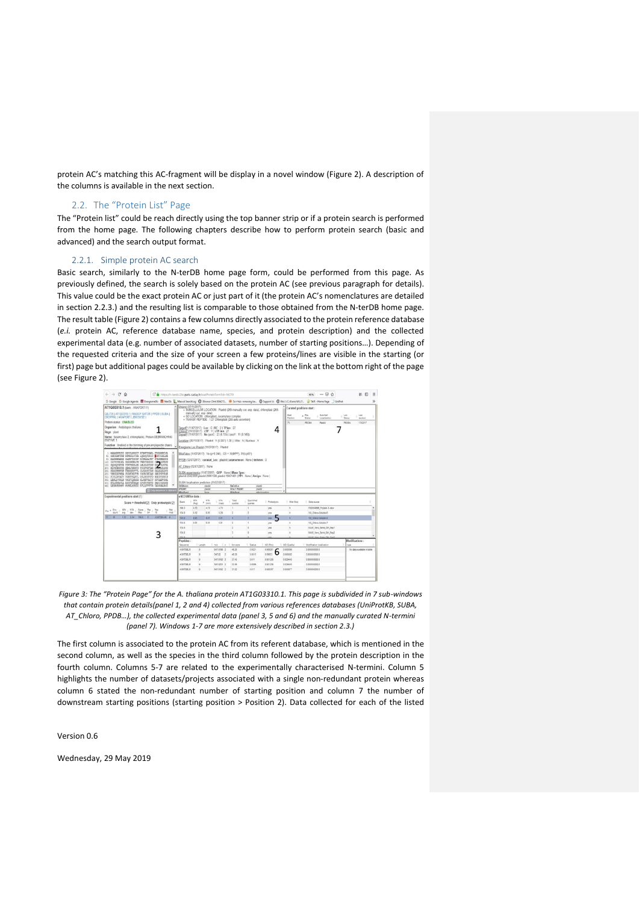protein AC's matching this AC-fragment will be display in a novel window (Figure 2). A description of the columns is available in the next section.

## 2.2. The "Protein List" Page

The "Protein list" could be reach directly using the top banner strip or if a protein search is performed from the home page. The following chapters describe how to perform protein search (basic and advanced) and the search output format.

### 2.2.1. Simple protein AC search

Basic search, similarly to the N-terDB home page form, could be performed from this page. As previously defined, the search is solely based on the protein AC (see previous paragraph for details). This value could be the exact protein AC or just part of it (the protein AC's nomenclatures are detailed in section 2.2.3.) and the resulting list is comparable to those obtained from the N-terDB home page. The result table (Figure 2) contains a few columns directly associated to the protein reference database (*e.i.* protein AC, reference database name, species, and protein description) and the collected experimental data (e.g. number of associated datasets, number of starting positions…). Depending of the requested criteria and the size of your screen a few proteins/lines are visible in the starting (or first) page but additional pages could be available by clicking on the link at the bottom right of the page (see Figure 2).

*Figure 3: The "Protein Page" for the A. thaliana protein AT1G03310.1. This page is subdivided in 7 sub-windows that contain protein details(panel 1, 2 and 4) collected from various references databases (UniProtKB, SUBA, AT_Chloro, PPDB…), the collected experimental data (panel 3, 5 and 6) and the manually curated N-termini (panel 7). Windows 1-7 are more extensively described in section 2.3.)*

The first column is associated to the protein AC from its referent database, which is mentioned in the second column, as well as the species in the third column followed by the protein description in the fourth column. Columns 5-7 are related to the experimentally characterised N-termini. Column 5 highlights the number of datasets/projects associated with a single non-redundant position whereas column 6 stated the non-redundant number of starting position and column 7 the number of downstream starting positions (starting position > Position 2). Data collected for each of the listed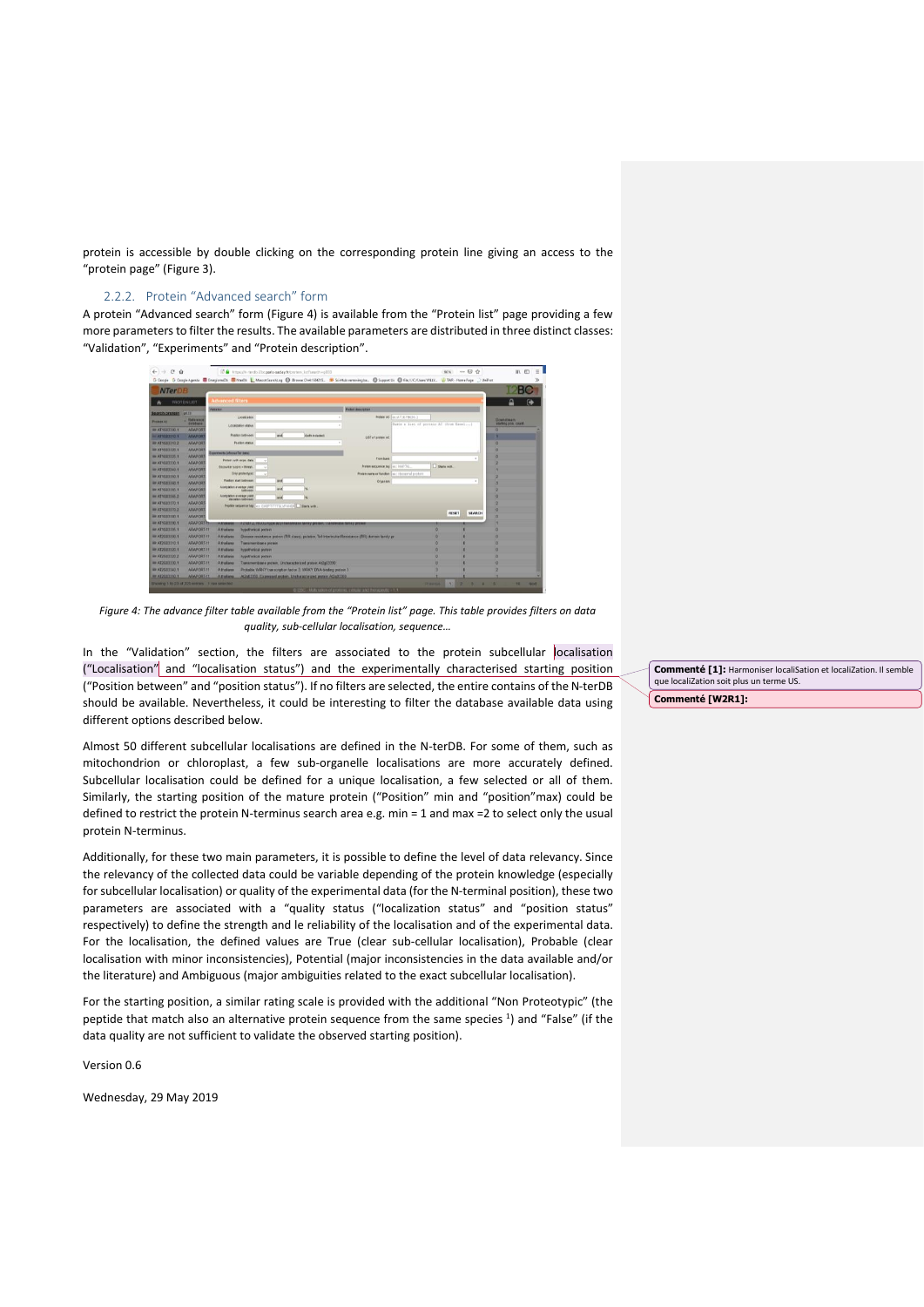protein is accessible by double clicking on the corresponding protein line giving an access to the "protein page" (Figure 3).

### 2.2.2. Protein "Advanced search" form

A protein "Advanced search" form (Figure 4) is available from the "Protein list" page providing a few more parameters to filter the results. The available parameters are distributed in three distinct classes: "Validation", "Experiments" and "Protein description".

*Figure 4: The advance filter table available from the "Protein list" page. This table provides filters on data quality, sub-cellular localisation, sequence…*

In the "Validation" section, the filters are associated to the protein subcellular localisation ("Localisation" and "localisation status") and the experimentally characterised starting position ("Position between" and "position status"). If no filters are selected, the entire contains of the N-terDB should be available. Nevertheless, it could be interesting to filter the database available data using different options described below.

Almost 50 different subcellular localisations are defined in the N-terDB. For some of them, such as mitochondrion or chloroplast, a few sub-organelle localisations are more accurately defined. Subcellular localisation could be defined for a unique localisation, a few selected or all of them. Similarly, the starting position of the mature protein ("Position" min and "position"max) could be defined to restrict the protein N-terminus search area e.g. min = 1 and max =2 to select only the usual protein N-terminus.

Additionally, for these two main parameters, it is possible to define the level of data relevancy. Since the relevancy of the collected data could be variable depending of the protein knowledge (especially for subcellular localisation) or quality of the experimental data (for the N-terminal position), these two parameters are associated with a "quality status ("localization status" and "position status" respectively) to define the strength and le reliability of the localisation and of the experimental data. For the localisation, the defined values are True (clear sub-cellular localisation), Probable (clear localisation with minor inconsistencies), Potential (major inconsistencies in the data available and/or the literature) and Ambiguous (major ambiguities related to the exact subcellular localisation).

For the starting position, a similar rating scale is provided with the additional "Non Proteotypic" (the peptide that match also an alternative protein sequence from the same species [1]) and "False" (if the data quality are not sufficient to validate the observed starting position).

Version 0.6

Wednesday, 29 May 2019

**Commenté [1]:** Harmoniser localiSation et localiZation. Il semble que localiZation soit plus un terme US.

**Commenté [W2R1]:**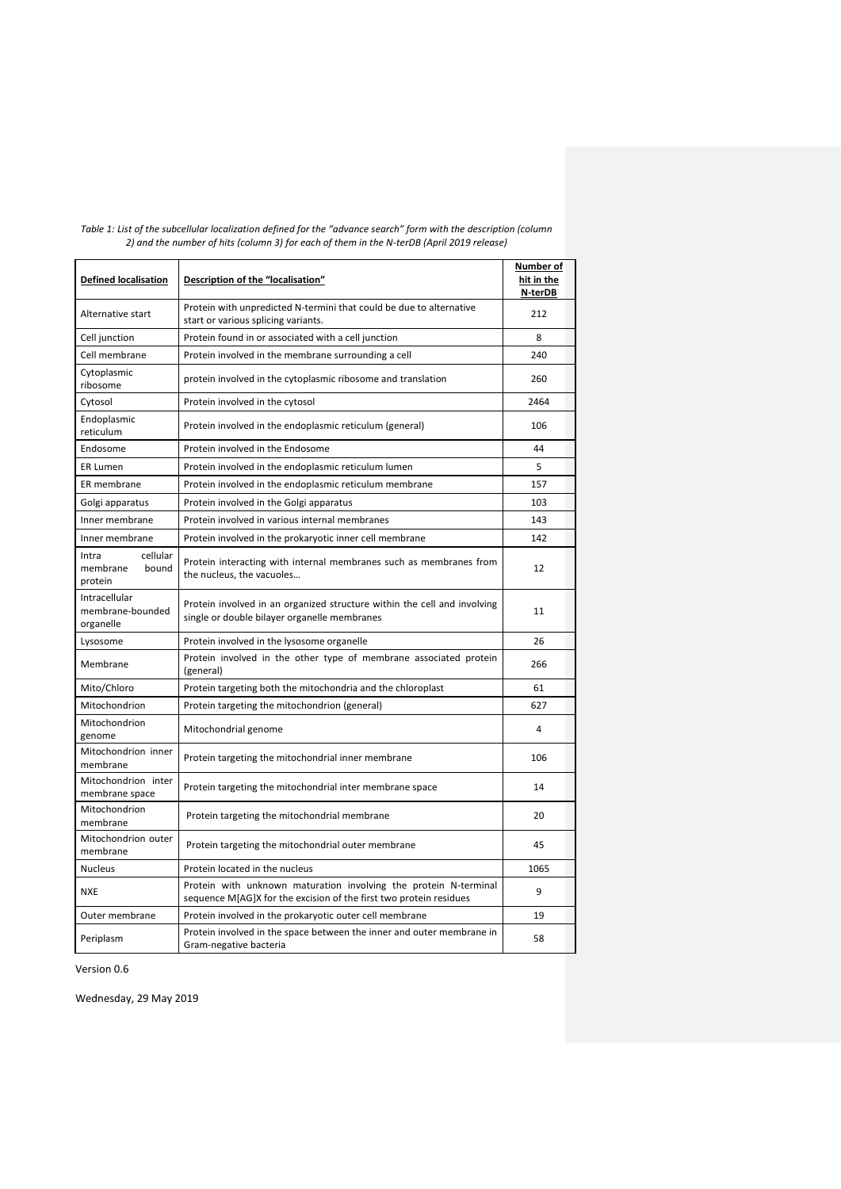*Table 1: List of the subcellular localization defined for the "advance search" form with the description (column 2) and the number of hits (column 3) for each of them in the N-terDB (April 2019 release)*

| **Defined localisation** | **Description of the "localisation"** | **Number of hit in the N-terDB** |
|---|---|---|
| Alternative start | Protein with unpredicted N-termini that could be due to alternative start or various splicing variants. | 212 |
| Cell junction | Protein found in or associated with a cell junction | 8 |
| Cell membrane | Protein involved in the membrane surrounding a cell | 240 |
| Cytoplasmic ribosome | protein involved in the cytoplasmic ribosome and translation | 260 |
| Cytosol | Protein involved in the cytosol | 2464 |
| Endoplasmic reticulum | Protein involved in the endoplasmic reticulum (general) | 106 |
| Endosome | Protein involved in the Endosome | 44 |
| ER Lumen | Protein involved in the endoplasmic reticulum lumen | 5 |
| ER membrane | Protein involved in the endoplasmic reticulum membrane | 157 |
| Golgi apparatus | Protein involved in the Golgi apparatus | 103 |
| Inner membrane | Protein involved in various internal membranes | 143 |
| Inner membrane | Protein involved in the prokaryotic inner cell membrane | 142 |
| Intra cellular membrane bound protein | Protein interacting with internal membranes such as membranes from the nucleus, the vacuoles… | 12 |
| Intracellular membrane-bounded organelle | Protein involved in an organized structure within the cell and involving single or double bilayer organelle membranes | 11 |
| Lysosome | Protein involved in the lysosome organelle | 26 |
| Membrane | Protein involved in the other type of membrane associated protein (general) | 266 |
| Mito/Chloro | Protein targeting both the mitochondria and the chloroplast | 61 |
| Mitochondrion | Protein targeting the mitochondrion (general) | 627 |
| Mitochondrion genome | Mitochondrial genome | 4 |
| Mitochondrion inner membrane | Protein targeting the mitochondrial inner membrane | 106 |
| Mitochondrion inter membrane space | Protein targeting the mitochondrial inter membrane space | 14 |
| Mitochondrion membrane | Protein targeting the mitochondrial membrane | 20 |
| Mitochondrion outer membrane | Protein targeting the mitochondrial outer membrane | 45 |
| Nucleus | Protein located in the nucleus | 1065 |
| NXE | Protein with unknown maturation involving the protein N-terminal sequence M[AG]X for the excision of the first two protein residues | 9 |
| Outer membrane | Protein involved in the prokaryotic outer cell membrane | 19 |
| Periplasm | Protein involved in the space between the inner and outer membrane in Gram-negative bacteria | 58 |

Version 0.6

Wednesday, 29 May 2019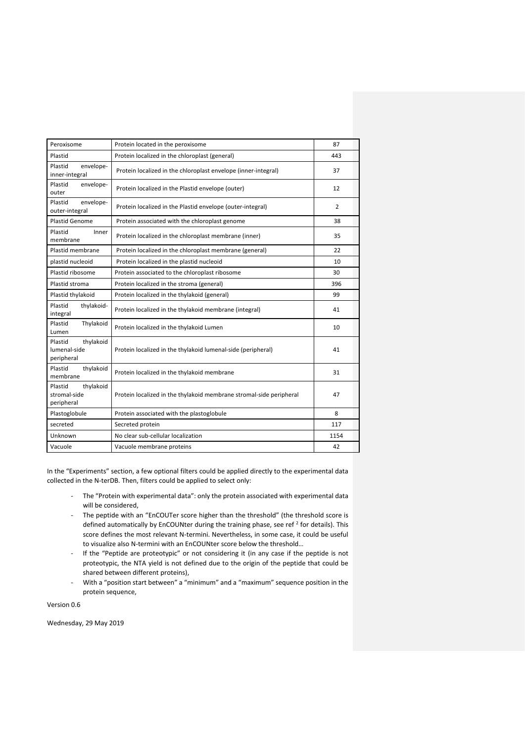| Peroxisome | Protein located in the peroxisome | 87 |
|---|---|---|
| Plastid | Protein localized in the chloroplast (general) | 443 |
| Plastid envelope-inner-integral | Protein localized in the chloroplast envelope (inner-integral) | 37 |
| Plastid envelope-outer | Protein localized in the Plastid envelope (outer) | 12 |
| Plastid envelope-outer-integral | Protein localized in the Plastid envelope (outer-integral) | 2 |
| Plastid Genome | Protein associated with the chloroplast genome | 38 |
| Plastid Inner membrane | Protein localized in the chloroplast membrane (inner) | 35 |
| Plastid membrane | Protein localized in the chloroplast membrane (general) | 22 |
| plastid nucleoid | Protein localized in the plastid nucleoid | 10 |
| Plastid ribosome | Protein associated to the chloroplast ribosome | 30 |
| Plastid stroma | Protein localized in the stroma (general) | 396 |
| Plastid thylakoid | Protein localized in the thylakoid (general) | 99 |
| Plastid thylakoid-integral | Protein localized in the thylakoid membrane (integral) | 41 |
| Plastid Thylakoid Lumen | Protein localized in the thylakoid Lumen | 10 |
| Plastid thylakoid lumenal-side peripheral | Protein localized in the thylakoid lumenal-side (peripheral) | 41 |
| Plastid thylakoid membrane | Protein localized in the thylakoid membrane | 31 |
| Plastid thylakoid stromal-side peripheral | Protein localized in the thylakoid membrane stromal-side peripheral | 47 |
| Plastoglobule | Protein associated with the plastoglobule | 8 |
| secreted | Secreted protein | 117 |
| Unknown | No clear sub-cellular localization | 1154 |
| Vacuole | Vacuole membrane proteins | 42 |

In the "Experiments" section, a few optional filters could be applied directly to the experimental data collected in the N-terDB. Then, filters could be applied to select only:

- The "Protein with experimental data": only the protein associated with experimental data will be considered,
- The peptide with an "EnCOUTer score higher than the threshold" (the threshold score is defined automatically by EnCOUNter during the training phase, see ref [2] for details). This score defines the most relevant N-termini. Nevertheless, in some case, it could be useful to visualize also N-termini with an EnCOUNter score below the threshold…
- If the "Peptide are proteotypic" or not considering it (in any case if the peptide is not proteotypic, the NTA yield is not defined due to the origin of the peptide that could be shared between different proteins),
- With a "position start between" a "minimum" and a "maximum" sequence position in the protein sequence,

Version 0.6

Wednesday, 29 May 2019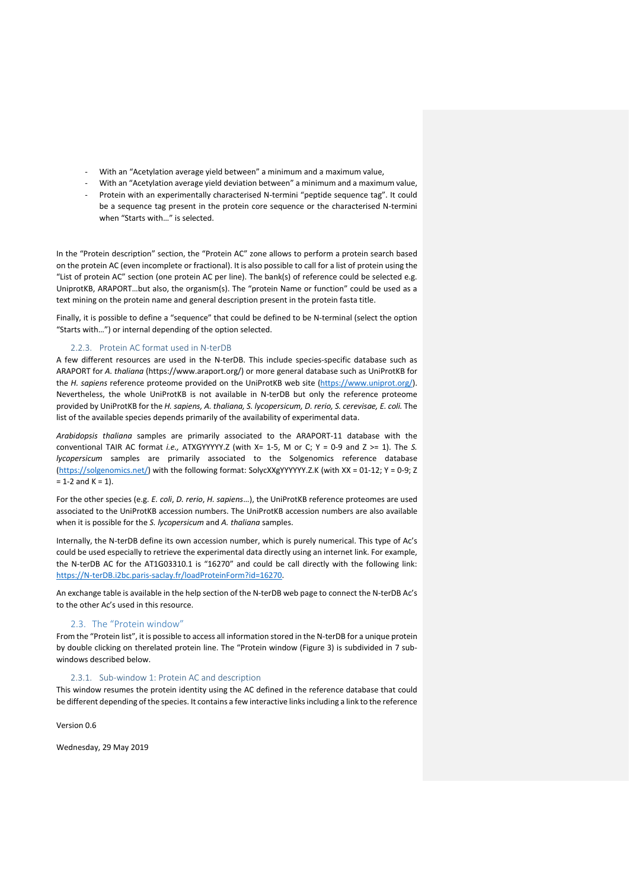- With an "Acetylation average yield between" a minimum and a maximum value,
- With an "Acetylation average yield deviation between" a minimum and a maximum value,
- Protein with an experimentally characterised N-termini "peptide sequence tag". It could be a sequence tag present in the protein core sequence or the characterised N-termini when "Starts with…" is selected.

In the "Protein description" section, the "Protein AC" zone allows to perform a protein search based on the protein AC (even incomplete or fractional). It is also possible to call for a list of protein using the "List of protein AC" section (one protein AC per line). The bank(s) of reference could be selected e.g. UniprotKB, ARAPORT…but also, the organism(s). The "protein Name or function" could be used as a text mining on the protein name and general description present in the protein fasta title.

Finally, it is possible to define a "sequence" that could be defined to be N-terminal (select the option "Starts with…") or internal depending of the option selected.

### 2.2.3. Protein AC format used in N-terDB

A few different resources are used in the N-terDB. This include species-specific database such as ARAPORT for *A. thaliana* (https://www.araport.org/) or more general database such as UniProtKB for the *H. sapiens* reference proteome provided on the UniProtKB web site (https://www.uniprot.org/). Nevertheless, the whole UniProtKB is not available in N-terDB but only the reference proteome provided by UniProtKB for the *H. sapiens, A. thaliana, S. lycopersicum, D. rerio, S. cerevisae, E. coli.* The list of the available species depends primarily of the availability of experimental data.

*Arabidopsis thaliana* samples are primarily associated to the ARAPORT-11 database with the conventional TAIR AC format *i.e.,* ATXGYYYYY.Z (with X= 1-5, M or C; Y = 0-9 and Z >= 1). The *S. lycopersicum* samples are primarily associated to the Solgenomics reference database (https://solgenomics.net/) with the following format: SolycXXgYYYYYY.Z.K (with XX = 01-12; Y = 0-9; Z = 1-2 and K = 1).

For the other species (e.g. *E. coli*, *D. rerio*, *H. sapiens*…), the UniProtKB reference proteomes are used associated to the UniProtKB accession numbers. The UniProtKB accession numbers are also available when it is possible for the *S. lycopersicum* and *A. thaliana* samples.

Internally, the N-terDB define its own accession number, which is purely numerical. This type of Ac's could be used especially to retrieve the experimental data directly using an internet link. For example, the N-terDB AC for the AT1G03310.1 is "16270" and could be call directly with the following link: https://N-terDB.i2bc.paris-saclay.fr/loadProteinForm?id=16270.

An exchange table is available in the help section of the N-terDB web page to connect the N-terDB Ac's to the other Ac's used in this resource.

## 2.3. The "Protein window"

From the "Protein list", it is possible to access all information stored in the N-terDB for a unique protein by double clicking on therelated protein line. The "Protein window (Figure 3) is subdivided in 7 sub-windows described below.

### 2.3.1. Sub-window 1: Protein AC and description

This window resumes the protein identity using the AC defined in the reference database that could be different depending of the species. It contains a few interactive links including a link to the reference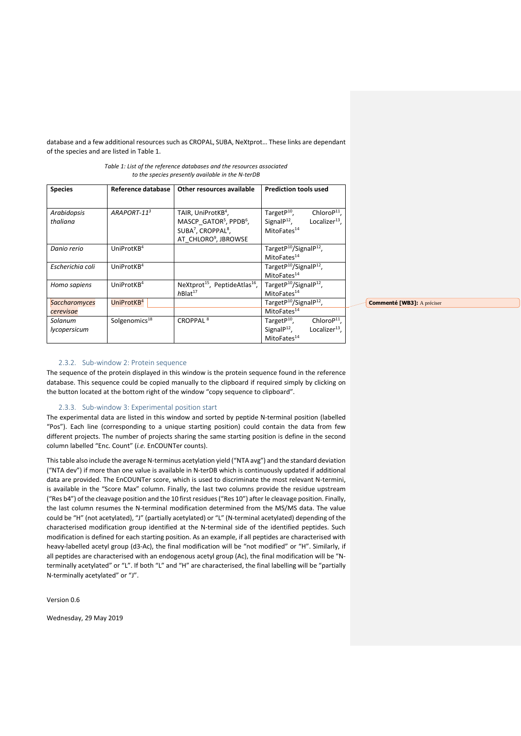database and a few additional resources such as CROPAL, SUBA, NeXtprot… These links are dependant of the species and are listed in Table 1.

*Table 1: List of the reference databases and the resources associated to the species presently available in the N-terDB*

| Species | Reference database | Other resources available | Prediction tools used |
|---|---|---|---|
| *Arabidopsis thaliana* | *ARAPORT-11*[3] | TAIR, UniProtKB[4], MASCP_GATOR[5], PPDB[6], SUBA[7], CROPPAL[8], AT_CHLORO[9], JBROWSE | TargetP[10], ChloroP[11], SignalP[12], Localizer[13], MitoFates[14] |
| *Danio rerio* | UniProtKB[4] | | TargetP[10]/SignalP[12], MitoFates[14] |
| *Escherichia coli* | UniProtKB[4] | | TargetP[10]/SignalP[12], MitoFates[14] |
| *Homo sapiens* | UniProtKB[4] | NeXtprot[15], PeptideAtlas[16], *h*Blat[17] | TargetP[10]/SignalP[12], MitoFates[14] |
| *Saccharomyces cerevisae* | UniProtKB[4] | | TargetP[10]/SignalP[12], MitoFates[14] |
| *Solanum lycopersicum* | Solgenomics[18] | CROPPAL [8] | TargetP[10], ChloroP[11], SignalP[12], Localizer[13], MitoFates[14] |

**Commenté [WB3]:** A préciser

### 2.3.2. Sub-window 2: Protein sequence

The sequence of the protein displayed in this window is the protein sequence found in the reference database. This sequence could be copied manually to the clipboard if required simply by clicking on the button located at the bottom right of the window "copy sequence to clipboard".

### 2.3.3. Sub-window 3: Experimental position start

The experimental data are listed in this window and sorted by peptide N-terminal position (labelled "Pos"). Each line (corresponding to a unique starting position) could contain the data from few different projects. The number of projects sharing the same starting position is define in the second column labelled "Enc. Count" (*i.e.* EnCOUNTer counts).

This table also include the average N-terminus acetylation yield ("NTA avg") and the standard deviation ("NTA dev") if more than one value is available in N-terDB which is continuously updated if additional data are provided. The EnCOUNTer score, which is used to discriminate the most relevant N-termini, is available in the "Score Max" column. Finally, the last two columns provide the residue upstream ("Res b4") of the cleavage position and the 10 first residues ("Res 10") after le cleavage position. Finally, the last column resumes the N-terminal modification determined from the MS/MS data. The value could be "H" (not acetylated), "J" (partially acetylated) or "L" (N-terminal acetylated) depending of the characterised modification group identified at the N-terminal side of the identified peptides. Such modification is defined for each starting position. As an example, if all peptides are characterised with heavy-labelled acetyl group (d3-Ac), the final modification will be "not modified" or "H". Similarly, if all peptides are characterised with an endogenous acetyl group (Ac), the final modification will be "N-terminally acetylated" or "L". If both "L" and "H" are characterised, the final labelling will be "partially N-terminally acetylated" or "J".

Version 0.6

Wednesday, 29 May 2019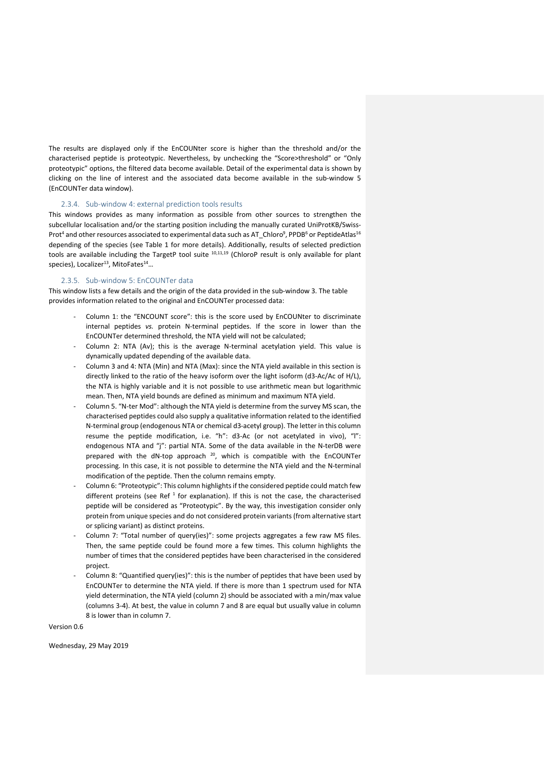The results are displayed only if the EnCOUNter score is higher than the threshold and/or the characterised peptide is proteotypic. Nevertheless, by unchecking the "Score>threshold" or "Only proteotypic" options, the filtered data become available. Detail of the experimental data is shown by clicking on the line of interest and the associated data become available in the sub-window 5 (EnCOUNTer data window).

### 2.3.4. Sub-window 4: external prediction tools results

This windows provides as many information as possible from other sources to strengthen the subcellular localisation and/or the starting position including the manually curated UniProtKB/Swiss-Prot[4] and other resources associated to experimental data such as AT_Chloro[9], PPDB[6] or PeptideAtlas[16] depending of the species (see Table 1 for more details). Additionally, results of selected prediction tools are available including the TargetP tool suite [10,11,19] (ChloroP result is only available for plant species), Localizer[13], MitoFates[14]…

### 2.3.5. Sub-window 5: EnCOUNTer data

This window lists a few details and the origin of the data provided in the sub-window 3. The table provides information related to the original and EnCOUNTer processed data:

- Column 1: the "ENCOUNT score": this is the score used by EnCOUNTer to discriminate internal peptides *vs.* protein N-terminal peptides. If the score in lower than the EnCOUNTer determined threshold, the NTA yield will not be calculated;
- Column 2: NTA (Av); this is the average N-terminal acetylation yield. This value is dynamically updated depending of the available data.
- Column 3 and 4: NTA (Min) and NTA (Max): since the NTA yield available in this section is directly linked to the ratio of the heavy isoform over the light isoform (d3-Ac/Ac of H/L), the NTA is highly variable and it is not possible to use arithmetic mean but logarithmic mean. Then, NTA yield bounds are defined as minimum and maximum NTA yield.
- Column 5. "N-ter Mod": although the NTA yield is determine from the survey MS scan, the characterised peptides could also supply a qualitative information related to the identified N-terminal group (endogenous NTA or chemical d3-acetyl group). The letter in this column resume the peptide modification, i.e. "h": d3-Ac (or not acetylated in vivo), "l": endogenous NTA and "j": partial NTA. Some of the data available in the N-terDB were prepared with the dN-top approach [20], which is compatible with the EnCOUNTer processing. In this case, it is not possible to determine the NTA yield and the N-terminal modification of the peptide. Then the column remains empty.
- Column 6: "Proteotypic": This column highlights if the considered peptide could match few different proteins (see Ref [1] for explanation). If this is not the case, the characterised peptide will be considered as "Proteotypic". By the way, this investigation consider only protein from unique species and do not considered protein variants (from alternative start or splicing variant) as distinct proteins.
- Column 7: "Total number of query(ies)": some projects aggregates a few raw MS files. Then, the same peptide could be found more a few times. This column highlights the number of times that the considered peptides have been characterised in the considered project.
- Column 8: "Quantified query(ies)": this is the number of peptides that have been used by EnCOUNTer to determine the NTA yield. If there is more than 1 spectrum used for NTA yield determination, the NTA yield (column 2) should be associated with a min/max value (columns 3-4). At best, the value in column 7 and 8 are equal but usually value in column 8 is lower than in column 7.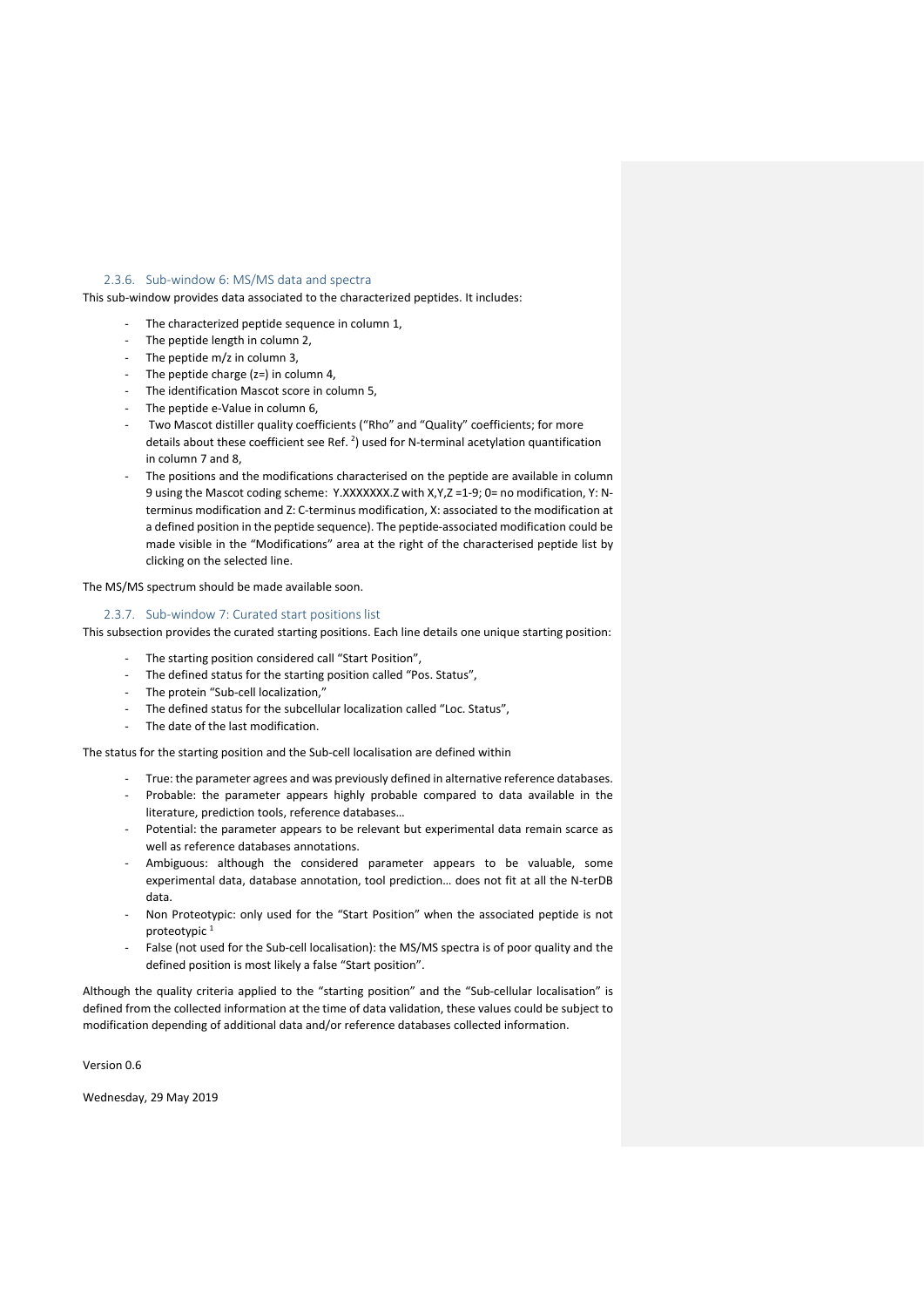### 2.3.6. Sub-window 6: MS/MS data and spectra

This sub-window provides data associated to the characterized peptides. It includes:

- The characterized peptide sequence in column 1,
- The peptide length in column 2,
- The peptide m/z in column 3,
- The peptide charge (z=) in column 4,
- The identification Mascot score in column 5,
- The peptide e-Value in column 6,
- Two Mascot distiller quality coefficients ("Rho" and "Quality" coefficients; for more details about these coefficient see Ref. [2]) used for N-terminal acetylation quantification in column 7 and 8,
- The positions and the modifications characterised on the peptide are available in column 9 using the Mascot coding scheme: Y.XXXXXXX.Z with X,Y,Z =1-9; 0= no modification, Y: N-terminus modification and Z: C-terminus modification, X: associated to the modification at a defined position in the peptide sequence). The peptide-associated modification could be made visible in the "Modifications" area at the right of the characterised peptide list by clicking on the selected line.

The MS/MS spectrum should be made available soon.

### 2.3.7. Sub-window 7: Curated start positions list

This subsection provides the curated starting positions. Each line details one unique starting position:

- The starting position considered call "Start Position",
- The defined status for the starting position called "Pos. Status",
- The protein "Sub-cell localization,"
- The defined status for the subcellular localization called "Loc. Status",
- The date of the last modification.

The status for the starting position and the Sub-cell localisation are defined within

- True: the parameter agrees and was previously defined in alternative reference databases.
- Probable: the parameter appears highly probable compared to data available in the literature, prediction tools, reference databases…
- Potential: the parameter appears to be relevant but experimental data remain scarce as well as reference databases annotations.
- Ambiguous: although the considered parameter appears to be valuable, some experimental data, database annotation, tool prediction… does not fit at all the N-terDB data.
- Non Proteotypic: only used for the "Start Position" when the associated peptide is not proteotypic [1]
- False (not used for the Sub-cell localisation): the MS/MS spectra is of poor quality and the defined position is most likely a false "Start position".

Although the quality criteria applied to the "starting position" and the "Sub-cellular localisation" is defined from the collected information at the time of data validation, these values could be subject to modification depending of additional data and/or reference databases collected information.

Version 0.6

Wednesday, 29 May 2019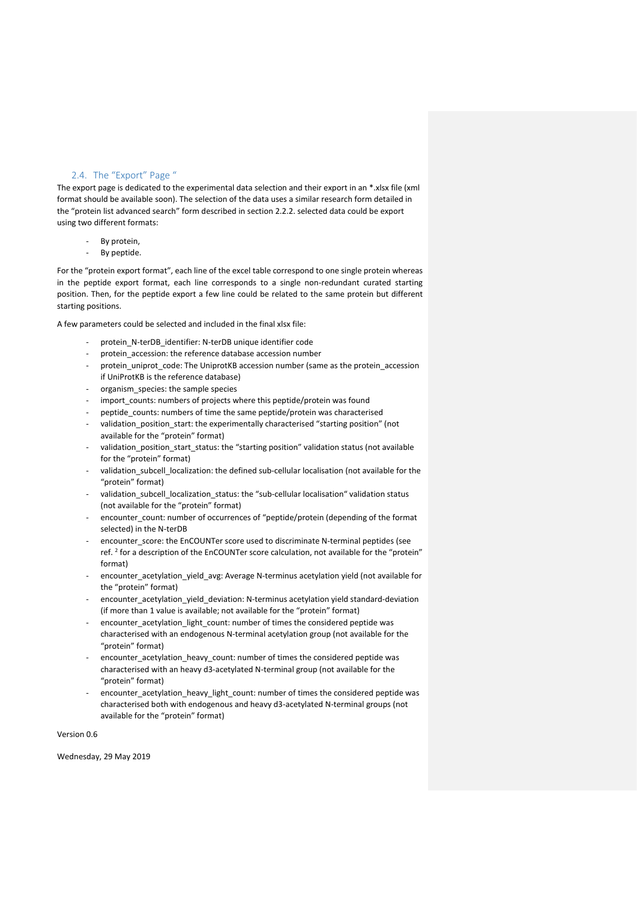### 2.4. The “Export” Page “

The export page is dedicated to the experimental data selection and their export in an *.xlsx file (xml format should be available soon). The selection of the data uses a similar research form detailed in the “protein list advanced search” form described in section 2.2.2. selected data could be export using two different formats:

- By protein,
- By peptide.

For the “protein export format”, each line of the excel table correspond to one single protein whereas in the peptide export format, each line corresponds to a single non-redundant curated starting position. Then, for the peptide export a few line could be related to the same protein but different starting positions.

A few parameters could be selected and included in the final xlsx file:

- protein_N-terDB_identifier: N-terDB unique identifier code
- protein_accession: the reference database accession number
- protein_uniprot_code: The UniprotKB accession number (same as the protein_accession if UniProtKB is the reference database)
- organism_species: the sample species
- import_counts: numbers of projects where this peptide/protein was found
- peptide_counts: numbers of time the same peptide/protein was characterised
- validation_position_start: the experimentally characterised “starting position” (not available for the “protein” format)
- validation_position_start_status: the “starting position” validation status (not available for the “protein” format)
- validation_subcell_localization: the defined sub-cellular localisation (not available for the “protein” format)
- validation_subcell_localization_status: the “sub-cellular localisation” validation status (not available for the “protein” format)
- encounter_count: number of occurrences of “peptide/protein (depending of the format selected) in the N-terDB
- encounter_score: the EnCOUNTer score used to discriminate N-terminal peptides (see ref. [2] for a description of the EnCOUNTer score calculation, not available for the “protein” format)
- encounter_acetylation_yield_avg: Average N-terminus acetylation yield (not available for the “protein” format)
- encounter_acetylation_yield_deviation: N-terminus acetylation yield standard-deviation (if more than 1 value is available; not available for the “protein” format)
- encounter_acetylation_light_count: number of times the considered peptide was characterised with an endogenous N-terminal acetylation group (not available for the “protein” format)
- encounter_acetylation_heavy_count: number of times the considered peptide was characterised with an heavy d3-acetylated N-terminal group (not available for the “protein” format)
- encounter_acetylation_heavy_light_count: number of times the considered peptide was characterised both with endogenous and heavy d3-acetylated N-terminal groups (not available for the “protein” format)

Version 0.6

Wednesday, 29 May 2019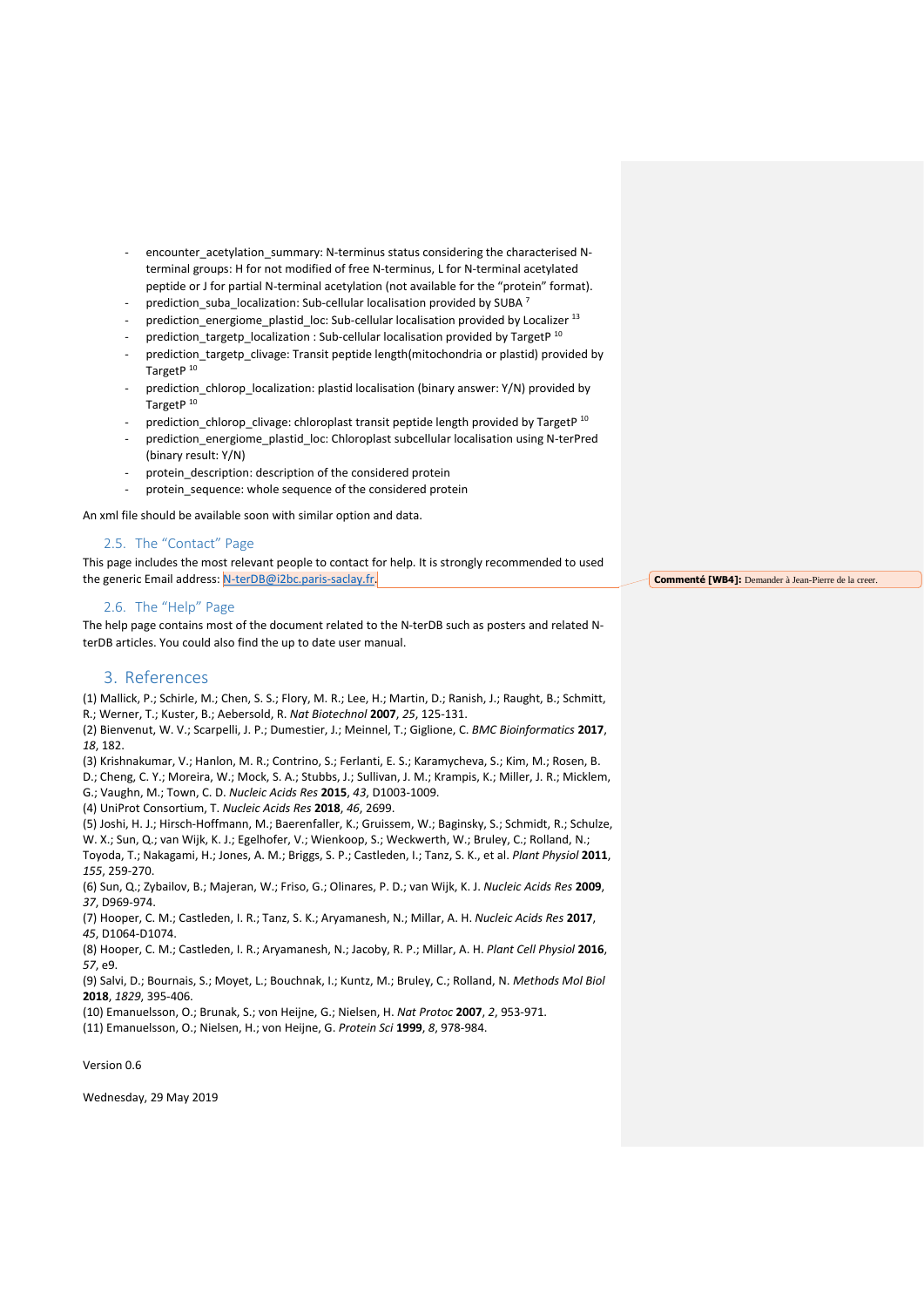- encounter_acetylation_summary: N-terminus status considering the characterised N-terminal groups: H for not modified of free N-terminus, L for N-terminal acetylated peptide or J for partial N-terminal acetylation (not available for the "protein" format).
- prediction_suba_localization: Sub-cellular localisation provided by SUBA [7]
- prediction_energiome_plastid_loc: Sub-cellular localisation provided by Localizer [13]
- prediction_targetp_localization : Sub-cellular localisation provided by TargetP [10]
- prediction_targetp_clivage: Transit peptide length(mitochondria or plastid) provided by TargetP [10]
- prediction_chlorop_localization: plastid localisation (binary answer: Y/N) provided by TargetP [10]
- prediction_chlorop_clivage: chloroplast transit peptide length provided by TargetP [10]
- prediction_energiome_plastid_loc: Chloroplast subcellular localisation using N-terPred (binary result: Y/N)
- protein_description: description of the considered protein
- protein_sequence: whole sequence of the considered protein

An xml file should be available soon with similar option and data.

### 2.5. The "Contact" Page

This page includes the most relevant people to contact for help. It is strongly recommended to used the generic Email address: N-terDB@i2bc.paris-saclay.fr.

**Commenté [WB4]:** Demander à Jean-Pierre de la creer.

### 2.6. The "Help" Page

The help page contains most of the document related to the N-terDB such as posters and related N-terDB articles. You could also find the up to date user manual.

## 3. References

(1) Mallick, P.; Schirle, M.; Chen, S. S.; Flory, M. R.; Lee, H.; Martin, D.; Ranish, J.; Raught, B.; Schmitt, R.; Werner, T.; Kuster, B.; Aebersold, R. *Nat Biotechnol* **2007**, *25*, 125-131.
(2) Bienvenut, W. V.; Scarpelli, J. P.; Dumestier, J.; Meinnel, T.; Giglione, C. *BMC Bioinformatics* **2017**, *18*, 182.
(3) Krishnakumar, V.; Hanlon, M. R.; Contrino, S.; Ferlanti, E. S.; Karamycheva, S.; Kim, M.; Rosen, B. D.; Cheng, C. Y.; Moreira, W.; Mock, S. A.; Stubbs, J.; Sullivan, J. M.; Krampis, K.; Miller, J. R.; Micklem, G.; Vaughn, M.; Town, C. D. *Nucleic Acids Res* **2015**, *43*, D1003-1009.
(4) UniProt Consortium, T. *Nucleic Acids Res* **2018**, *46*, 2699.
(5) Joshi, H. J.; Hirsch-Hoffmann, M.; Baerenfaller, K.; Gruissem, W.; Baginsky, S.; Schmidt, R.; Schulze, W. X.; Sun, Q.; van Wijk, K. J.; Egelhofer, V.; Wienkoop, S.; Weckwerth, W.; Bruley, C.; Rolland, N.; Toyoda, T.; Nakagami, H.; Jones, A. M.; Briggs, S. P.; Castleden, I.; Tanz, S. K., et al. *Plant Physiol* **2011**, *155*, 259-270.
(6) Sun, Q.; Zybailov, B.; Majeran, W.; Friso, G.; Olinares, P. D.; van Wijk, K. J. *Nucleic Acids Res* **2009**, *37*, D969-974.
(7) Hooper, C. M.; Castleden, I. R.; Tanz, S. K.; Aryamanesh, N.; Millar, A. H. *Nucleic Acids Res* **2017**, *45*, D1064-D1074.
(8) Hooper, C. M.; Castleden, I. R.; Aryamanesh, N.; Jacoby, R. P.; Millar, A. H. *Plant Cell Physiol* **2016**, *57*, e9.
(9) Salvi, D.; Bournais, S.; Moyet, L.; Bouchnak, I.; Kuntz, M.; Bruley, C.; Rolland, N. *Methods Mol Biol* **2018**, *1829*, 395-406.
(10) Emanuelsson, O.; Brunak, S.; von Heijne, G.; Nielsen, H. *Nat Protoc* **2007**, *2*, 953-971.
(11) Emanuelsson, O.; Nielsen, H.; von Heijne, G. *Protein Sci* **1999**, *8*, 978-984.

Version 0.6

Wednesday, 29 May 2019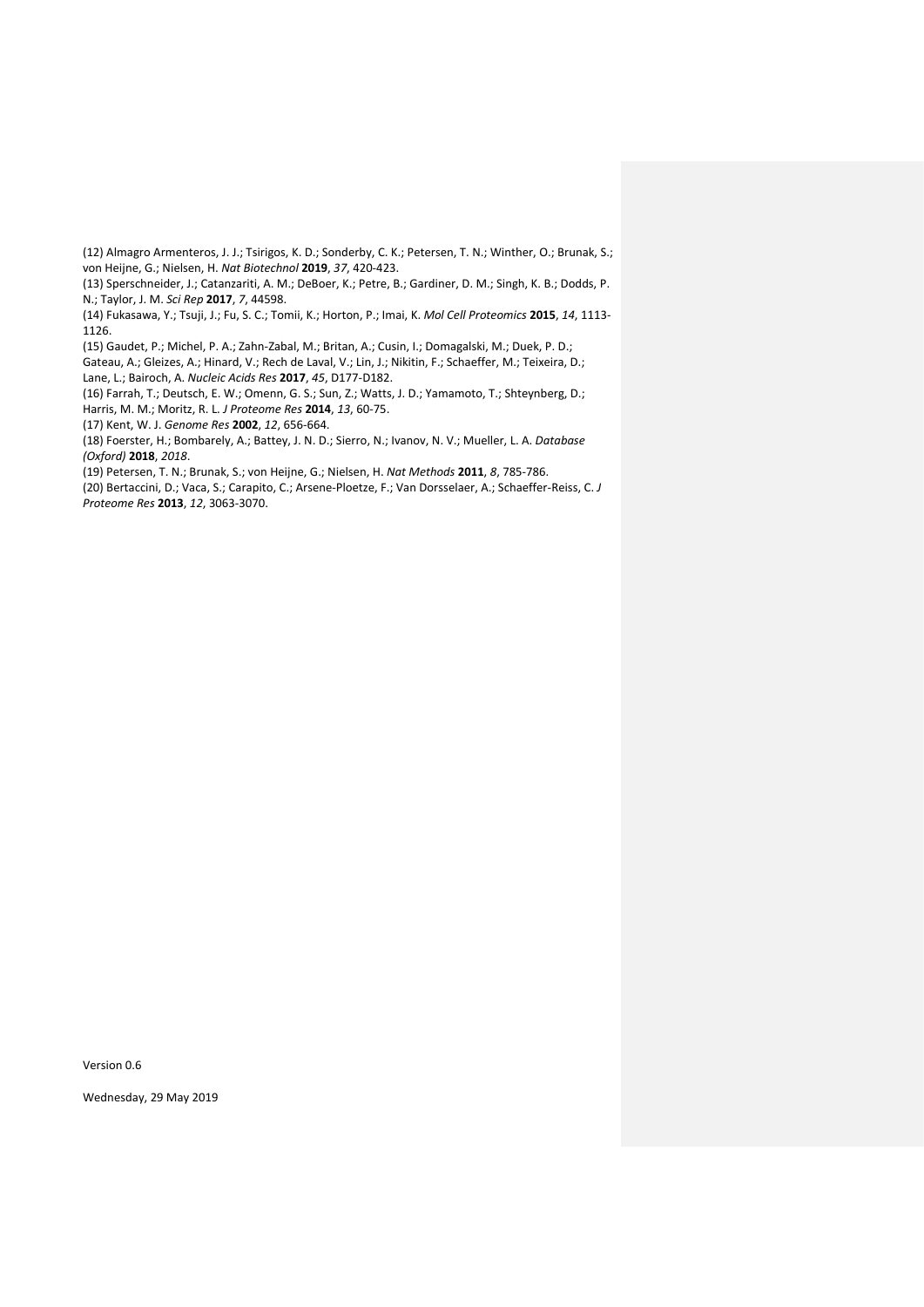(12) Almagro Armenteros, J. J.; Tsirigos, K. D.; Sonderby, C. K.; Petersen, T. N.; Winther, O.; Brunak, S.; von Heijne, G.; Nielsen, H. *Nat Biotechnol* **2019**, *37*, 420-423.

(13) Sperschneider, J.; Catanzariti, A. M.; DeBoer, K.; Petre, B.; Gardiner, D. M.; Singh, K. B.; Dodds, P. N.; Taylor, J. M. *Sci Rep* **2017**, *7*, 44598.

(14) Fukasawa, Y.; Tsuji, J.; Fu, S. C.; Tomii, K.; Horton, P.; Imai, K. *Mol Cell Proteomics* **2015**, *14*, 1113-1126.

(15) Gaudet, P.; Michel, P. A.; Zahn-Zabal, M.; Britan, A.; Cusin, I.; Domagalski, M.; Duek, P. D.; Gateau, A.; Gleizes, A.; Hinard, V.; Rech de Laval, V.; Lin, J.; Nikitin, F.; Schaeffer, M.; Teixeira, D.; Lane, L.; Bairoch, A. *Nucleic Acids Res* **2017**, *45*, D177-D182.

(16) Farrah, T.; Deutsch, E. W.; Omenn, G. S.; Sun, Z.; Watts, J. D.; Yamamoto, T.; Shteynberg, D.; Harris, M. M.; Moritz, R. L. *J Proteome Res* **2014**, *13*, 60-75.

(17) Kent, W. J. *Genome Res* **2002**, *12*, 656-664.

(18) Foerster, H.; Bombarely, A.; Battey, J. N. D.; Sierro, N.; Ivanov, N. V.; Mueller, L. A. *Database (Oxford)* **2018**, *2018*.

(19) Petersen, T. N.; Brunak, S.; von Heijne, G.; Nielsen, H. *Nat Methods* **2011**, *8*, 785-786.

(20) Bertaccini, D.; Vaca, S.; Carapito, C.; Arsene-Ploetze, F.; Van Dorsselaer, A.; Schaeffer-Reiss, C. *J Proteome Res* **2013**, *12*, 3063-3070.

Version 0.6

Wednesday, 29 May 2019